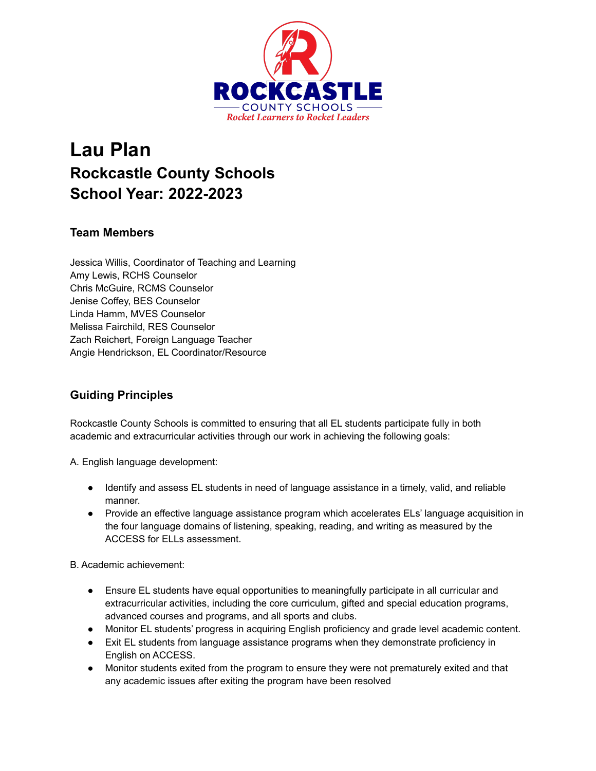ROCKCASTLE
COUNTY SCHOOLS
*Rocket Learners to Rocket Leaders*

# Lau Plan
## Rockcastle County Schools
## School Year: 2022-2023

### Team Members

Jessica Willis, Coordinator of Teaching and Learning
Amy Lewis, RCHS Counselor
Chris McGuire, RCMS Counselor
Jenise Coffey, BES Counselor
Linda Hamm, MVES Counselor
Melissa Fairchild, RES Counselor
Zach Reichert, Foreign Language Teacher
Angie Hendrickson, EL Coordinator/Resource

### Guiding Principles

Rockcastle County Schools is committed to ensuring that all EL students participate fully in both academic and extracurricular activities through our work in achieving the following goals:

A. English language development:

- Identify and assess EL students in need of language assistance in a timely, valid, and reliable manner.
- Provide an effective language assistance program which accelerates ELs' language acquisition in the four language domains of listening, speaking, reading, and writing as measured by the ACCESS for ELLs assessment.

B. Academic achievement:

- Ensure EL students have equal opportunities to meaningfully participate in all curricular and extracurricular activities, including the core curriculum, gifted and special education programs, advanced courses and programs, and all sports and clubs.
- Monitor EL students' progress in acquiring English proficiency and grade level academic content.
- Exit EL students from language assistance programs when they demonstrate proficiency in English on ACCESS.
- Monitor students exited from the program to ensure they were not prematurely exited and that any academic issues after exiting the program have been resolved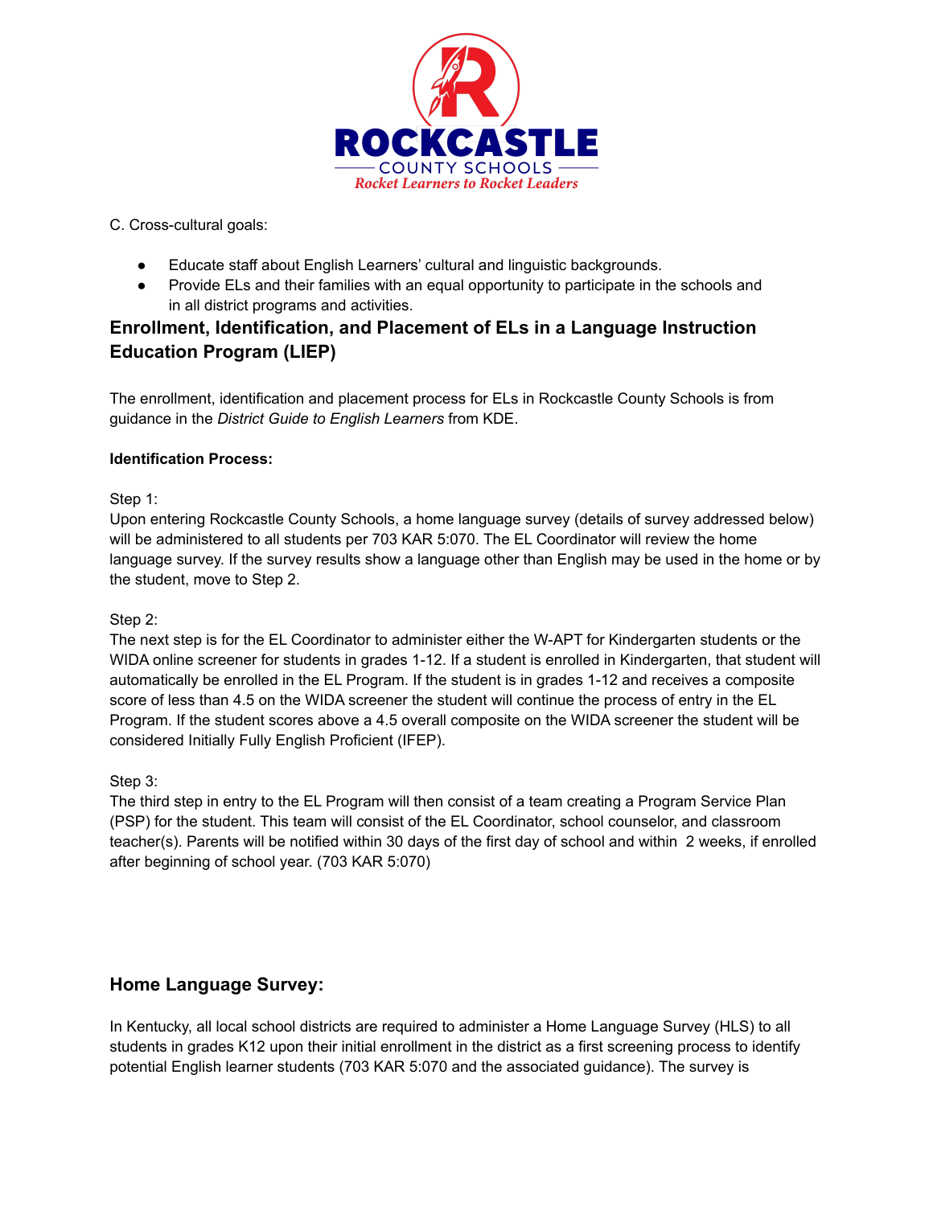C. Cross-cultural goals:

- Educate staff about English Learners' cultural and linguistic backgrounds.
- Provide ELs and their families with an equal opportunity to participate in the schools and in all district programs and activities.

### Enrollment, Identification, and Placement of ELs in a Language Instruction Education Program (LIEP)

The enrollment, identification and placement process for ELs in Rockcastle County Schools is from guidance in the *District Guide to English Learners* from KDE.

**Identification Process:**

Step 1:
Upon entering Rockcastle County Schools, a home language survey (details of survey addressed below) will be administered to all students per 703 KAR 5:070. The EL Coordinator will review the home language survey. If the survey results show a language other than English may be used in the home or by the student, move to Step 2.

Step 2:
The next step is for the EL Coordinator to administer either the W-APT for Kindergarten students or the WIDA online screener for students in grades 1-12. If a student is enrolled in Kindergarten, that student will automatically be enrolled in the EL Program. If the student is in grades 1-12 and receives a composite score of less than 4.5 on the WIDA screener the student will continue the process of entry in the EL Program. If the student scores above a 4.5 overall composite on the WIDA screener the student will be considered Initially Fully English Proficient (IFEP).

Step 3:
The third step in entry to the EL Program will then consist of a team creating a Program Service Plan (PSP) for the student. This team will consist of the EL Coordinator, school counselor, and classroom teacher(s). Parents will be notified within 30 days of the first day of school and within 2 weeks, if enrolled after beginning of school year. (703 KAR 5:070)

### Home Language Survey:

In Kentucky, all local school districts are required to administer a Home Language Survey (HLS) to all students in grades K12 upon their initial enrollment in the district as a first screening process to identify potential English learner students (703 KAR 5:070 and the associated guidance). The survey is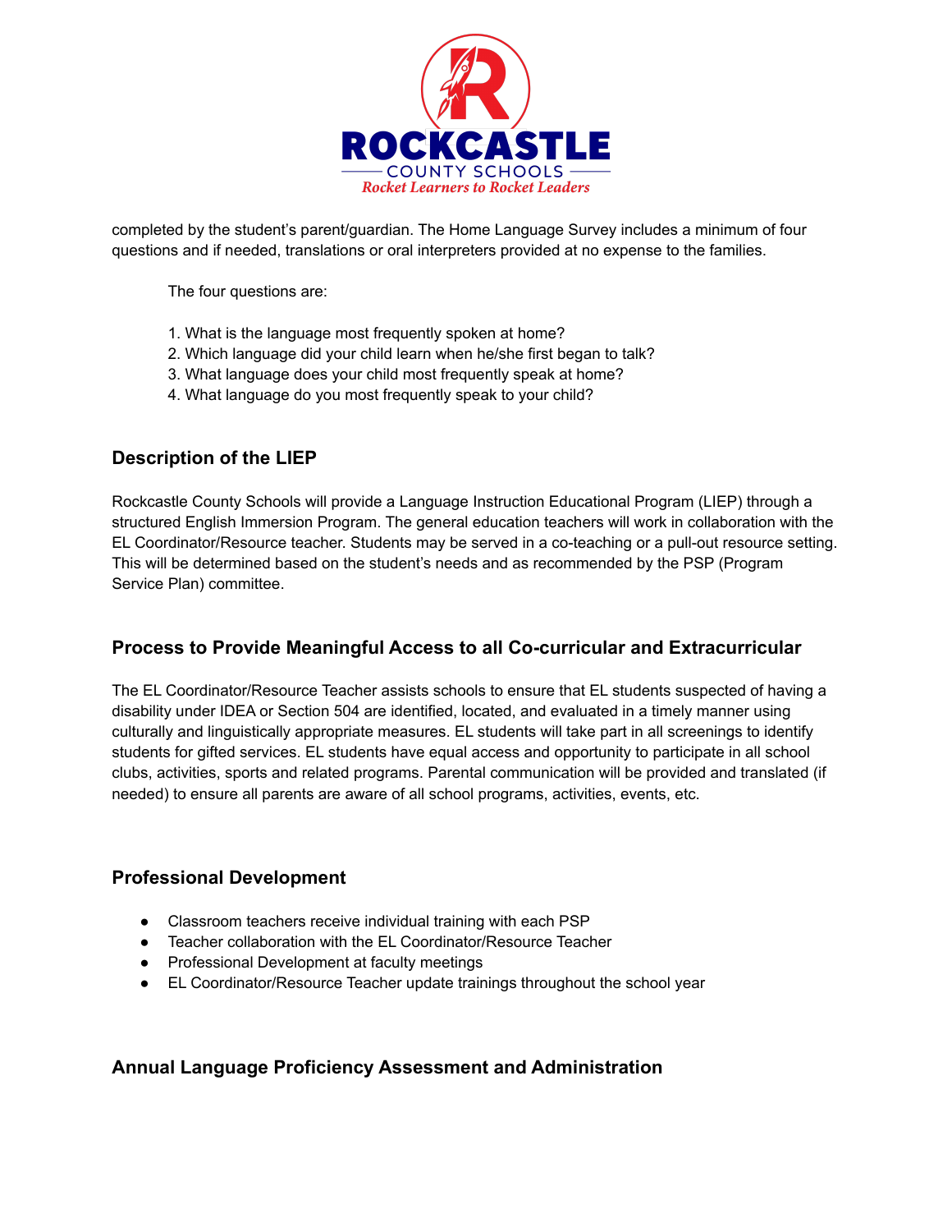completed by the student's parent/guardian. The Home Language Survey includes a minimum of four questions and if needed, translations or oral interpreters provided at no expense to the families.

The four questions are:

1. What is the language most frequently spoken at home?
2. Which language did your child learn when he/she first began to talk?
3. What language does your child most frequently speak at home?
4. What language do you most frequently speak to your child?

## Description of the LIEP

Rockcastle County Schools will provide a Language Instruction Educational Program (LIEP) through a structured English Immersion Program. The general education teachers will work in collaboration with the EL Coordinator/Resource teacher. Students may be served in a co-teaching or a pull-out resource setting. This will be determined based on the student's needs and as recommended by the PSP (Program Service Plan) committee.

## Process to Provide Meaningful Access to all Co-curricular and Extracurricular

The EL Coordinator/Resource Teacher assists schools to ensure that EL students suspected of having a disability under IDEA or Section 504 are identified, located, and evaluated in a timely manner using culturally and linguistically appropriate measures. EL students will take part in all screenings to identify students for gifted services. EL students have equal access and opportunity to participate in all school clubs, activities, sports and related programs. Parental communication will be provided and translated (if needed) to ensure all parents are aware of all school programs, activities, events, etc.

## Professional Development

- Classroom teachers receive individual training with each PSP
- Teacher collaboration with the EL Coordinator/Resource Teacher
- Professional Development at faculty meetings
- EL Coordinator/Resource Teacher update trainings throughout the school year

## Annual Language Proficiency Assessment and Administration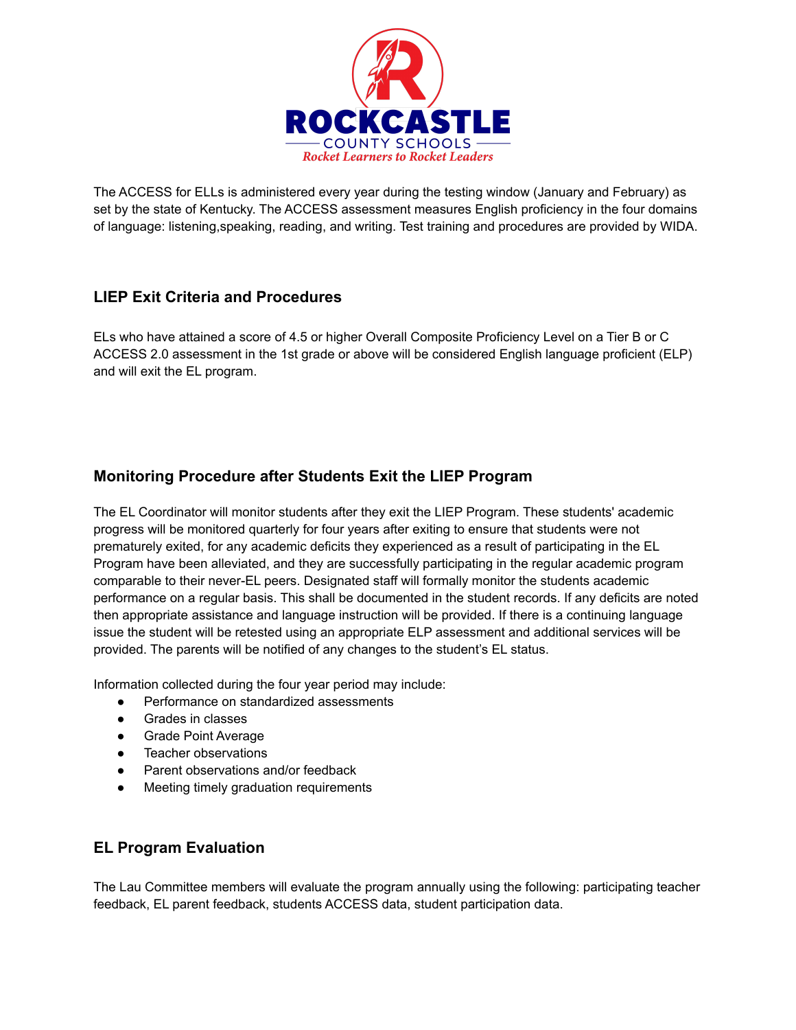The ACCESS for ELLs is administered every year during the testing window (January and February) as set by the state of Kentucky. The ACCESS assessment measures English proficiency in the four domains of language: listening,speaking, reading, and writing. Test training and procedures are provided by WIDA.

## LIEP Exit Criteria and Procedures

ELs who have attained a score of 4.5 or higher Overall Composite Proficiency Level on a Tier B or C ACCESS 2.0 assessment in the 1st grade or above will be considered English language proficient (ELP) and will exit the EL program.

## Monitoring Procedure after Students Exit the LIEP Program

The EL Coordinator will monitor students after they exit the LIEP Program. These students' academic progress will be monitored quarterly for four years after exiting to ensure that students were not prematurely exited, for any academic deficits they experienced as a result of participating in the EL Program have been alleviated, and they are successfully participating in the regular academic program comparable to their never-EL peers. Designated staff will formally monitor the students academic performance on a regular basis. This shall be documented in the student records. If any deficits are noted then appropriate assistance and language instruction will be provided. If there is a continuing language issue the student will be retested using an appropriate ELP assessment and additional services will be provided. The parents will be notified of any changes to the student's EL status.

Information collected during the four year period may include:

- Performance on standardized assessments
- Grades in classes
- Grade Point Average
- Teacher observations
- Parent observations and/or feedback
- Meeting timely graduation requirements

## EL Program Evaluation

The Lau Committee members will evaluate the program annually using the following: participating teacher feedback, EL parent feedback, students ACCESS data, student participation data.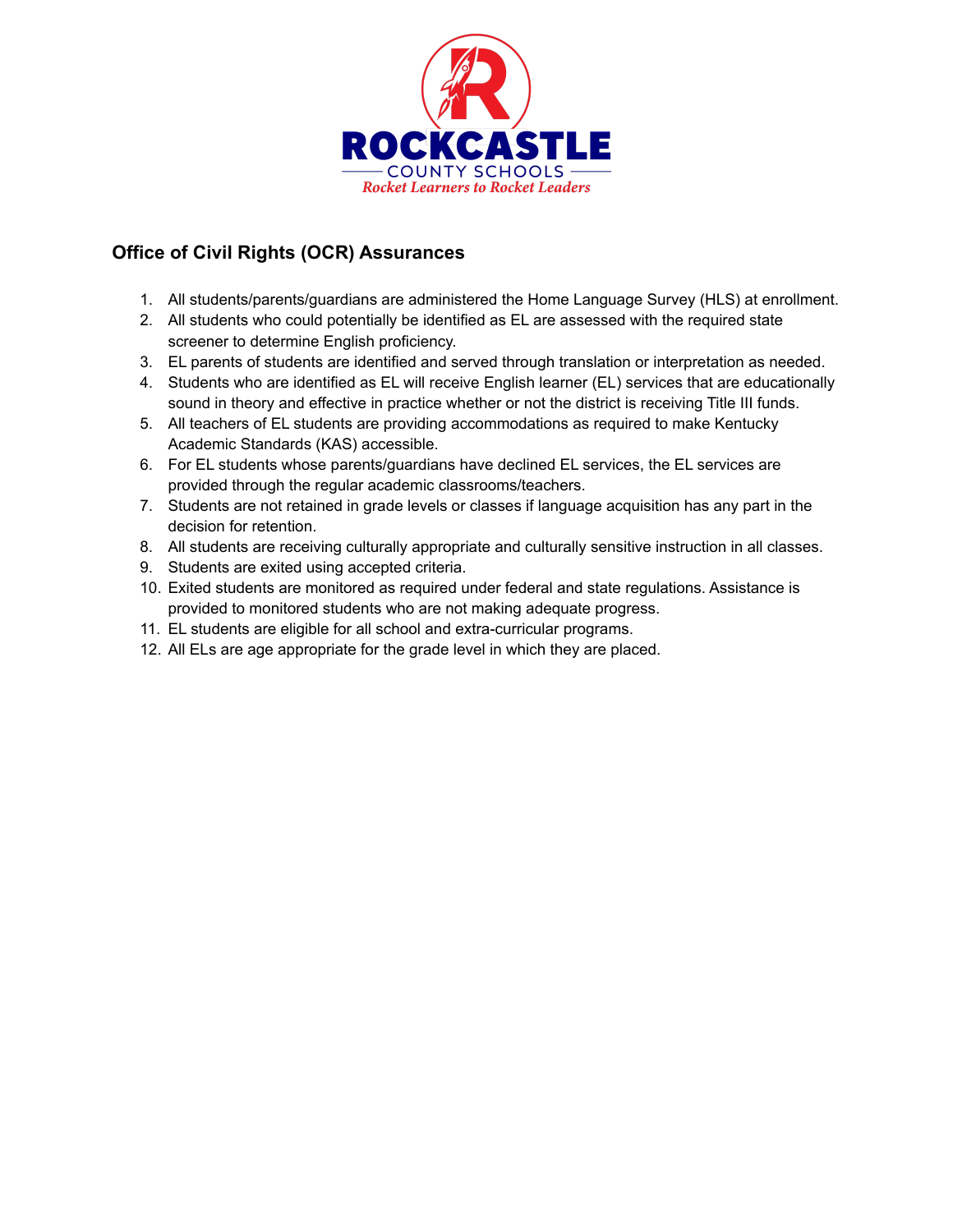ROCKCASTLE

COUNTY SCHOOLS

*Rocket Learners to Rocket Leaders*

## Office of Civil Rights (OCR) Assurances

1. All students/parents/guardians are administered the Home Language Survey (HLS) at enrollment.
2. All students who could potentially be identified as EL are assessed with the required state screener to determine English proficiency.
3. EL parents of students are identified and served through translation or interpretation as needed.
4. Students who are identified as EL will receive English learner (EL) services that are educationally sound in theory and effective in practice whether or not the district is receiving Title III funds.
5. All teachers of EL students are providing accommodations as required to make Kentucky Academic Standards (KAS) accessible.
6. For EL students whose parents/guardians have declined EL services, the EL services are provided through the regular academic classrooms/teachers.
7. Students are not retained in grade levels or classes if language acquisition has any part in the decision for retention.
8. All students are receiving culturally appropriate and culturally sensitive instruction in all classes.
9. Students are exited using accepted criteria.
10. Exited students are monitored as required under federal and state regulations. Assistance is provided to monitored students who are not making adequate progress.
11. EL students are eligible for all school and extra-curricular programs.
12. All ELs are age appropriate for the grade level in which they are placed.